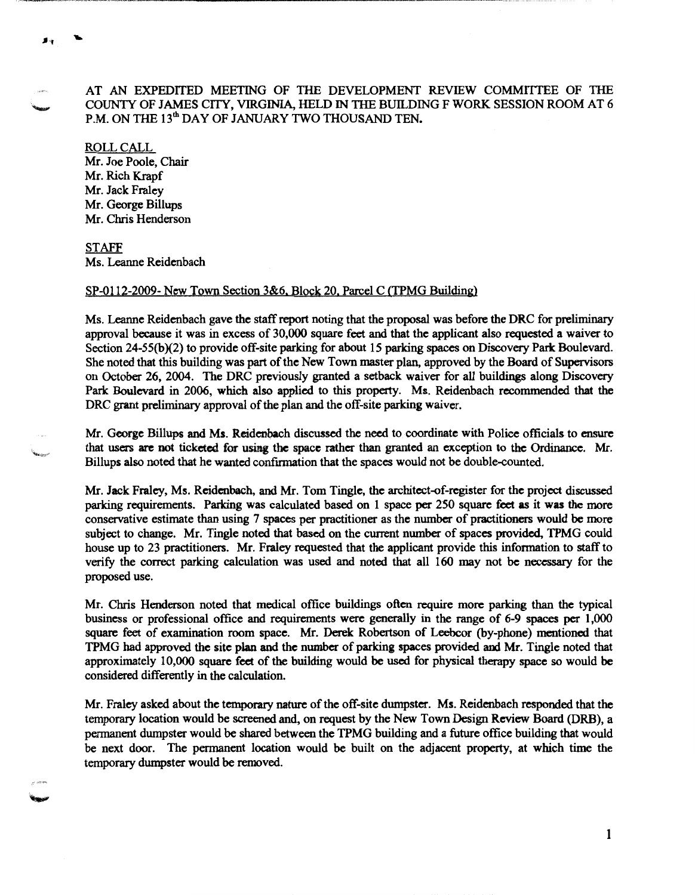AT AN EXPEDITED MEETING OF THE DEVELOPMENT REVIEW COMMITTEE OF THE COUNTY OF JAMES CITY, VIRGINIA, HELD IN THE BUILDING F WORK SESSION ROOM AT 6 P.M. ON THE 13th DAY OF JANUARY TWO THOUSAND TEN.

ROLL CALL
Mr. Joe Poole, Chair
Mr. Rich Krapf
Mr. Jack Fraley
Mr. George Billups
Mr. Chris Henderson

STAFF
Ms. Leanne Reidenbach

SP-0112-2009- New Town Section 3&6, Block 20, Parcel C (TPMG Building)

Ms. Leanne Reidenbach gave the staff report noting that the proposal was before the DRC for preliminary approval because it was in excess of 30,000 square feet and that the applicant also requested a waiver to Section 24-55(b)(2) to provide off-site parking for about 15 parking spaces on Discovery Park Boulevard. She noted that this building was part of the New Town master plan, approved by the Board of Supervisors on October 26, 2004. The DRC previously granted a setback waiver for all buildings along Discovery Park Boulevard in 2006, which also applied to this property. Ms. Reidenbach recommended that the DRC grant preliminary approval of the plan and the off-site parking waiver.

Mr. George Billups and Ms. Reidenbach discussed the need to coordinate with Police officials to ensure that users are not ticketed for using the space rather than granted an exception to the Ordinance. Mr. Billups also noted that he wanted confirmation that the spaces would not be double-counted.

Mr. Jack Fraley, Ms. Reidenbach, and Mr. Tom Tingle, the architect-of-register for the project discussed parking requirements. Parking was calculated based on 1 space per 250 square feet as it was the more conservative estimate than using 7 spaces per practitioner as the number of practitioners would be more subject to change. Mr. Tingle noted that based on the current number of spaces provided, TPMG could house up to 23 practitioners. Mr. Fraley requested that the applicant provide this information to staff to verify the correct parking calculation was used and noted that all 160 may not be necessary for the proposed use.

Mr. Chris Henderson noted that medical office buildings often require more parking than the typical business or professional office and requirements were generally in the range of 6-9 spaces per 1,000 square feet of examination room space. Mr. Derek Robertson of Leebcor (by-phone) mentioned that TPMG had approved the site plan and the number of parking spaces provided and Mr. Tingle noted that approximately 10,000 square feet of the building would be used for physical therapy space so would be considered differently in the calculation.

Mr. Fraley asked about the temporary nature of the off-site dumpster. Ms. Reidenbach responded that the temporary location would be screened and, on request by the New Town Design Review Board (DRB), a permanent dumpster would be shared between the TPMG building and a future office building that would be next door. The permanent location would be built on the adjacent property, at which time the temporary dumpster would be removed.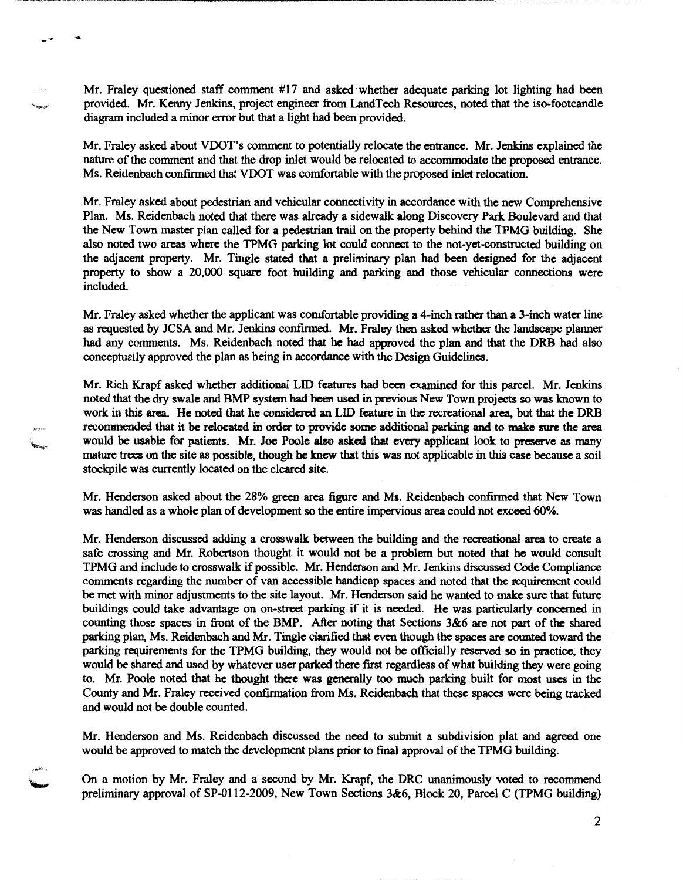Mr. Fraley questioned staff comment #17 and asked whether adequate parking lot lighting had been provided. Mr. Kenny Jenkins, project engineer from LandTech Resources, noted that the iso-footcandle diagram included a minor error but that a light had been provided.

Mr. Fraley asked about VDOT's comment to potentially relocate the entrance. Mr. Jenkins explained the nature of the comment and that the drop inlet would be relocated to accommodate the proposed entrance. Ms. Reidenbach confirmed that VDOT was comfortable with the proposed inlet relocation.

Mr. Fraley asked about pedestrian and vehicular connectivity in accordance with the new Comprehensive Plan. Ms. Reidenbach noted that there was already a sidewalk along Discovery Park Boulevard and that the New Town master plan called for a pedestrian trail on the property behind the TPMG building. She also noted two areas where the TPMG parking lot could connect to the not-yet-constructed building on the adjacent property. Mr. Tingle stated that a preliminary plan had been designed for the adjacent property to show a 20,000 square foot building and parking and those vehicular connections were included.

Mr. Fraley asked whether the applicant was comfortable providing a 4-inch rather than a 3-inch water line as requested by JCSA and Mr. Jenkins confirmed. Mr. Fraley then asked whether the landscape planner had any comments. Ms. Reidenbach noted that he had approved the plan and that the DRB had also conceptually approved the plan as being in accordance with the Design Guidelines.

Mr. Rich Krapf asked whether additional LID features had been examined for this parcel. Mr. Jenkins noted that the dry swale and BMP system had been used in previous New Town projects so was known to work in this area. He noted that he considered an LID feature in the recreational area, but that the DRB recommended that it be relocated in order to provide some additional parking and to make sure the area would be usable for patients. Mr. Joe Poole also asked that every applicant look to preserve as many mature trees on the site as possible, though he knew that this was not applicable in this case because a soil stockpile was currently located on the cleared site.

Mr. Henderson asked about the 28% green area figure and Ms. Reidenbach confirmed that New Town was handled as a whole plan of development so the entire impervious area could not exceed 60%.

Mr. Henderson discussed adding a crosswalk between the building and the recreational area to create a safe crossing and Mr. Robertson thought it would not be a problem but noted that he would consult TPMG and include to crosswalk if possible. Mr. Henderson and Mr. Jenkins discussed Code Compliance comments regarding the number of van accessible handicap spaces and noted that the requirement could be met with minor adjustments to the site layout. Mr. Henderson said he wanted to make sure that future buildings could take advantage on on-street parking if it is needed. He was particularly concerned in counting those spaces in front of the BMP. After noting that Sections 3&6 are not part of the shared parking plan, Ms. Reidenbach and Mr. Tingle clarified that even though the spaces are counted toward the parking requirements for the TPMG building, they would not be officially reserved so in practice, they would be shared and used by whatever user parked there first regardless of what building they were going to. Mr. Poole noted that he thought there was generally too much parking built for most uses in the County and Mr. Fraley received confirmation from Ms. Reidenbach that these spaces were being tracked and would not be double counted.

Mr. Henderson and Ms. Reidenbach discussed the need to submit a subdivision plat and agreed one would be approved to match the development plans prior to final approval of the TPMG building.

On a motion by Mr. Fraley and a second by Mr. Krapf, the DRC unanimously voted to recommend preliminary approval of SP-0112-2009, New Town Sections 3&6, Block 20, Parcel C (TPMG building)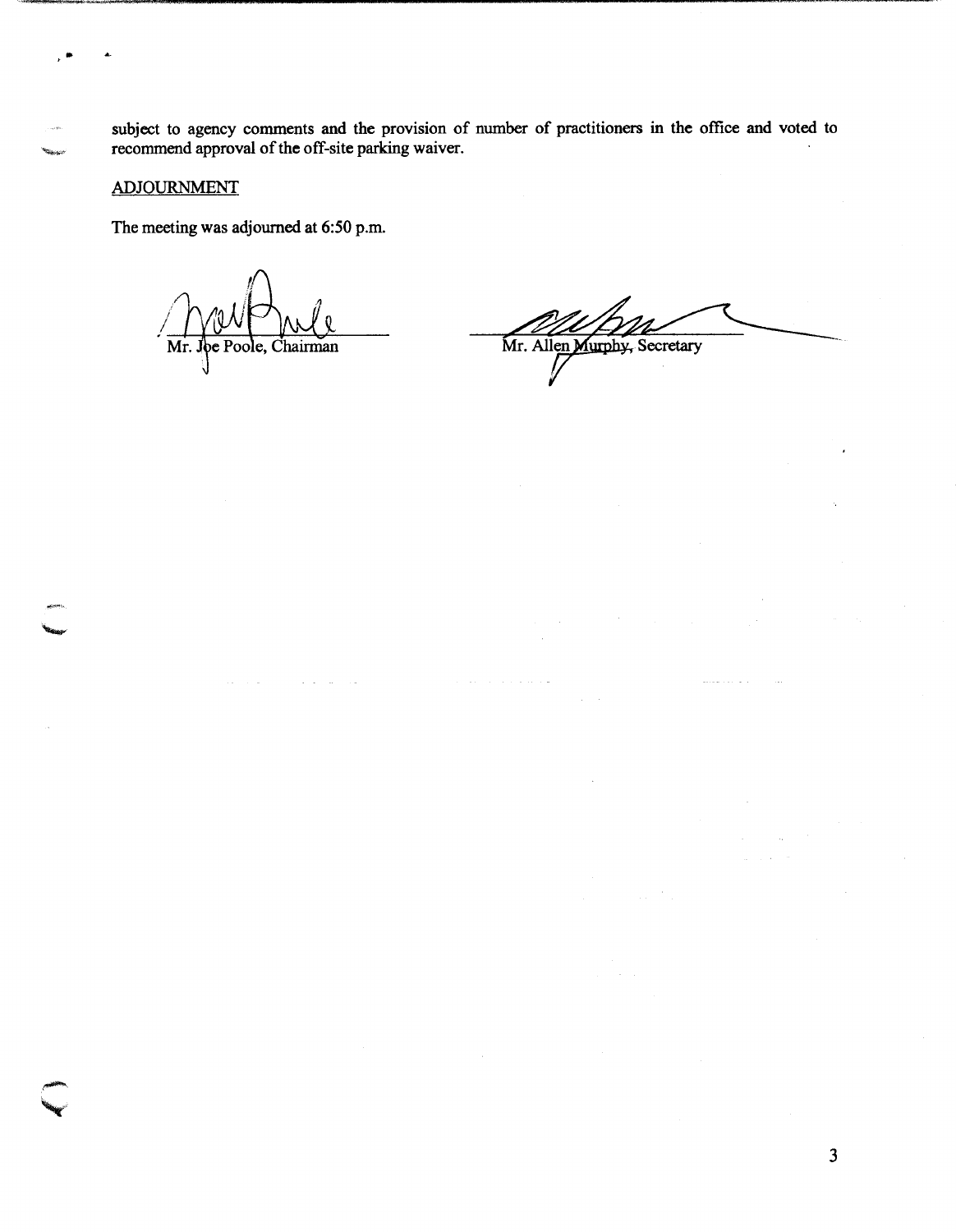subject to agency comments and the provision of number of practitioners in the office and voted to recommend approval of the off-site parking waiver.

ADJOURNMENT

The meeting was adjourned at 6:50 p.m.

Mr. Joe Poole, Chairman

Mr. Allen Murphy, Secretary